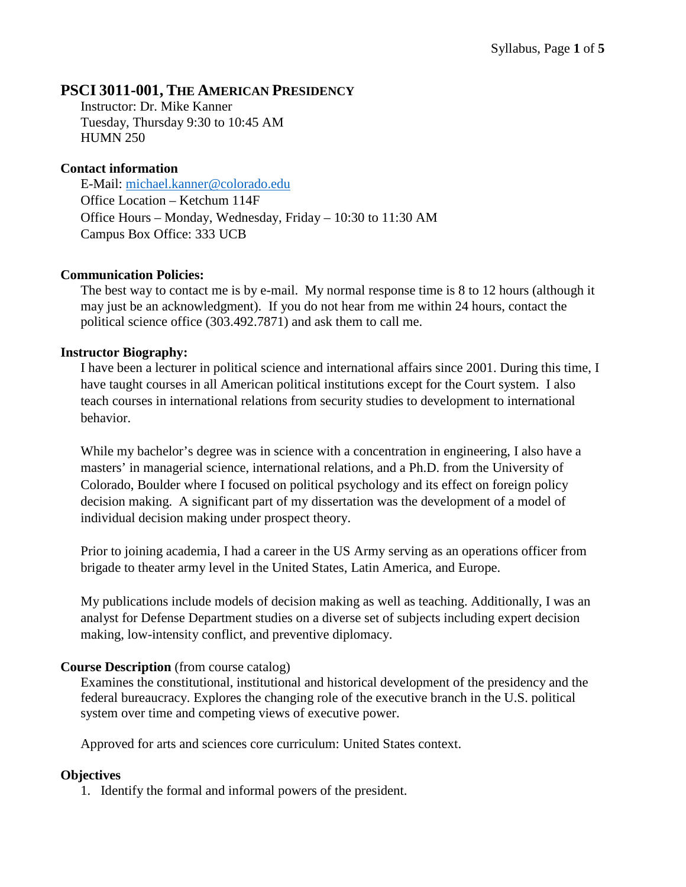# PSCI 3011-001, THE AMERICAN PRESIDENCY

Instructor: Dr. Mike Kanner
Tuesday, Thursday 9:30 to 10:45 AM
HUMN 250

## Contact information

E-Mail: michael.kanner@colorado.edu
Office Location – Ketchum 114F
Office Hours – Monday, Wednesday, Friday – 10:30 to 11:30 AM
Campus Box Office: 333 UCB

## Communication Policies:

The best way to contact me is by e-mail. My normal response time is 8 to 12 hours (although it may just be an acknowledgment). If you do not hear from me within 24 hours, contact the political science office (303.492.7871) and ask them to call me.

## Instructor Biography:

I have been a lecturer in political science and international affairs since 2001. During this time, I have taught courses in all American political institutions except for the Court system. I also teach courses in international relations from security studies to development to international behavior.

While my bachelor's degree was in science with a concentration in engineering, I also have a masters' in managerial science, international relations, and a Ph.D. from the University of Colorado, Boulder where I focused on political psychology and its effect on foreign policy decision making. A significant part of my dissertation was the development of a model of individual decision making under prospect theory.

Prior to joining academia, I had a career in the US Army serving as an operations officer from brigade to theater army level in the United States, Latin America, and Europe.

My publications include models of decision making as well as teaching. Additionally, I was an analyst for Defense Department studies on a diverse set of subjects including expert decision making, low-intensity conflict, and preventive diplomacy.

## Course Description (from course catalog)

Examines the constitutional, institutional and historical development of the presidency and the federal bureaucracy. Explores the changing role of the executive branch in the U.S. political system over time and competing views of executive power.

Approved for arts and sciences core curriculum: United States context.

## Objectives

1. Identify the formal and informal powers of the president.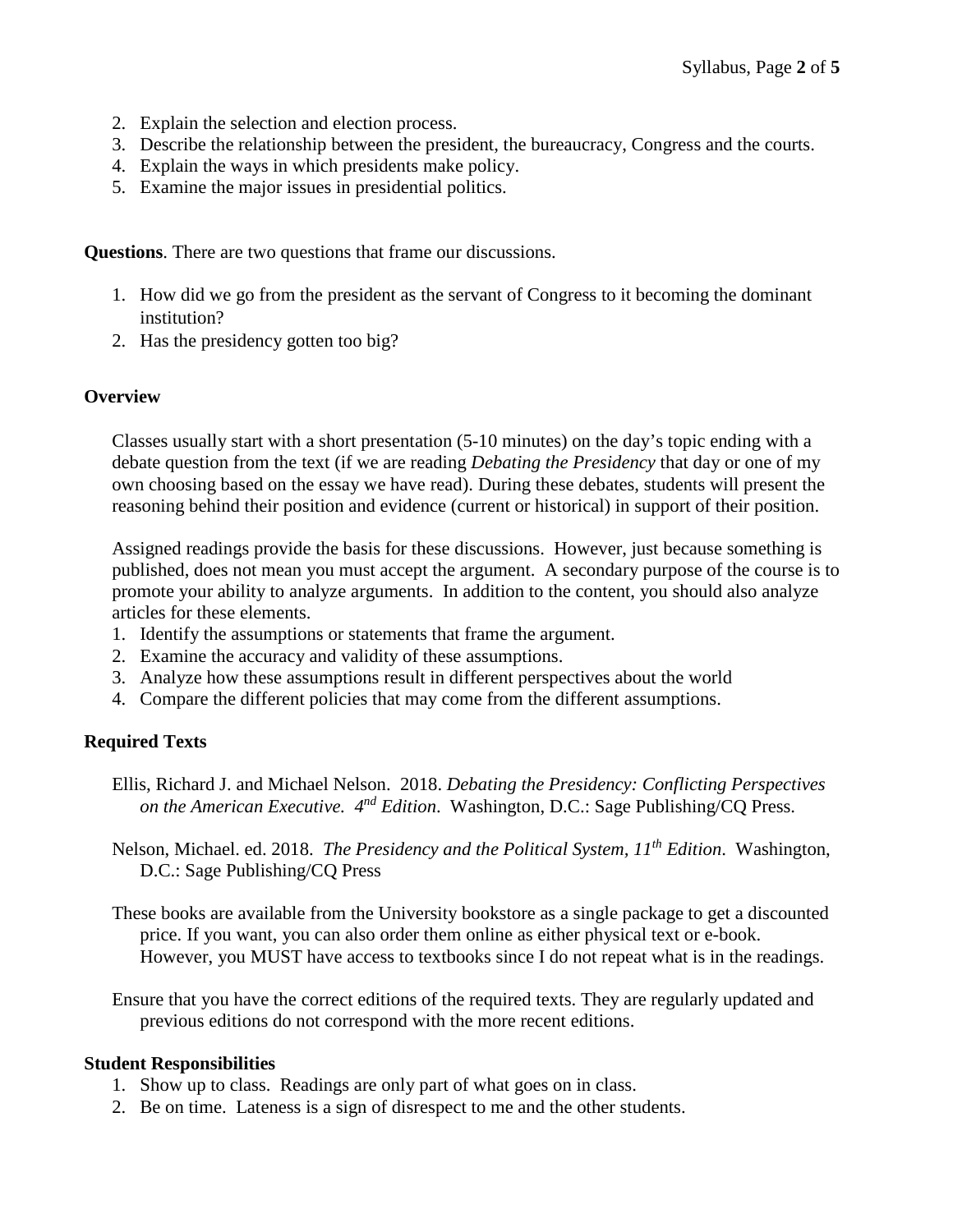2. Explain the selection and election process.
3. Describe the relationship between the president, the bureaucracy, Congress and the courts.
4. Explain the ways in which presidents make policy.
5. Examine the major issues in presidential politics.

**Questions**. There are two questions that frame our discussions.

1. How did we go from the president as the servant of Congress to it becoming the dominant institution?
2. Has the presidency gotten too big?

**Overview**

Classes usually start with a short presentation (5-10 minutes) on the day's topic ending with a debate question from the text (if we are reading *Debating the Presidency* that day or one of my own choosing based on the essay we have read). During these debates, students will present the reasoning behind their position and evidence (current or historical) in support of their position.

Assigned readings provide the basis for these discussions. However, just because something is published, does not mean you must accept the argument. A secondary purpose of the course is to promote your ability to analyze arguments. In addition to the content, you should also analyze articles for these elements.

1. Identify the assumptions or statements that frame the argument.
2. Examine the accuracy and validity of these assumptions.
3. Analyze how these assumptions result in different perspectives about the world
4. Compare the different policies that may come from the different assumptions.

**Required Texts**

Ellis, Richard J. and Michael Nelson. 2018. *Debating the Presidency: Conflicting Perspectives on the American Executive. 4th Edition*. Washington, D.C.: Sage Publishing/CQ Press.

Nelson, Michael. ed. 2018. *The Presidency and the Political System, 11th Edition*. Washington, D.C.: Sage Publishing/CQ Press

These books are available from the University bookstore as a single package to get a discounted price. If you want, you can also order them online as either physical text or e-book. However, you MUST have access to textbooks since I do not repeat what is in the readings.

Ensure that you have the correct editions of the required texts. They are regularly updated and previous editions do not correspond with the more recent editions.

**Student Responsibilities**

1. Show up to class. Readings are only part of what goes on in class.
2. Be on time. Lateness is a sign of disrespect to me and the other students.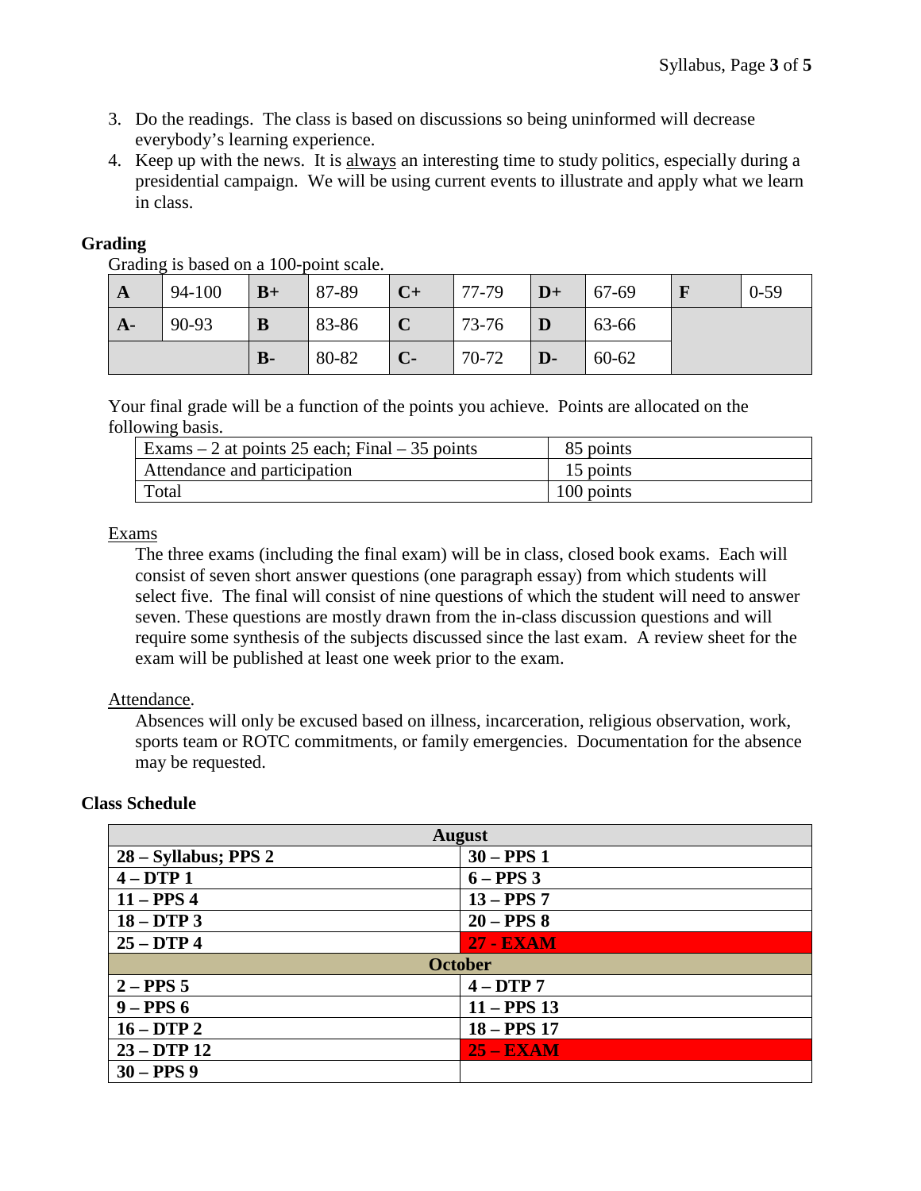3. Do the readings. The class is based on discussions so being uninformed will decrease everybody's learning experience.
4. Keep up with the news. It is always an interesting time to study politics, especially during a presidential campaign. We will be using current events to illustrate and apply what we learn in class.

## Grading

Grading is based on a 100-point scale.

| **A** | 94-100 | **B+** | 87-89 | **C+** | 77-79 | **D+** | 67-69 | **F** | 0-59 |
|---|---|---|---|---|---|---|---|---|---|
| **A-** | 90-93 | **B** | 83-86 | **C** | 73-76 | **D** | 63-66 | | |
| | | **B-** | 80-82 | **C-** | 70-72 | **D-** | 60-62 | | |

Your final grade will be a function of the points you achieve. Points are allocated on the following basis.

| | |
|---|---|
| Exams – 2 at points 25 each; Final – 35 points | 85 points |
| Attendance and participation | 15 points |
| Total | 100 points |

Exams

The three exams (including the final exam) will be in class, closed book exams. Each will consist of seven short answer questions (one paragraph essay) from which students will select five. The final will consist of nine questions of which the student will need to answer seven. These questions are mostly drawn from the in-class discussion questions and will require some synthesis of the subjects discussed since the last exam. A review sheet for the exam will be published at least one week prior to the exam.

Attendance.

Absences will only be excused based on illness, incarceration, religious observation, work, sports team or ROTC commitments, or family emergencies. Documentation for the absence may be requested.

## Class Schedule

| **August** | |
|---|---|
| **28 – Syllabus; PPS 2** | **30 – PPS 1** |
| **4 – DTP 1** | **6 – PPS 3** |
| **11 – PPS 4** | **13 – PPS 7** |
| **18 – DTP 3** | **20 – PPS 8** |
| **25 – DTP 4** | **27 - EXAM** |
| **October** | |
| **2 – PPS 5** | **4 – DTP 7** |
| **9 – PPS 6** | **11 – PPS 13** |
| **16 – DTP 2** | **18 – PPS 17** |
| **23 – DTP 12** | **25 – EXAM** |
| **30 – PPS 9** | |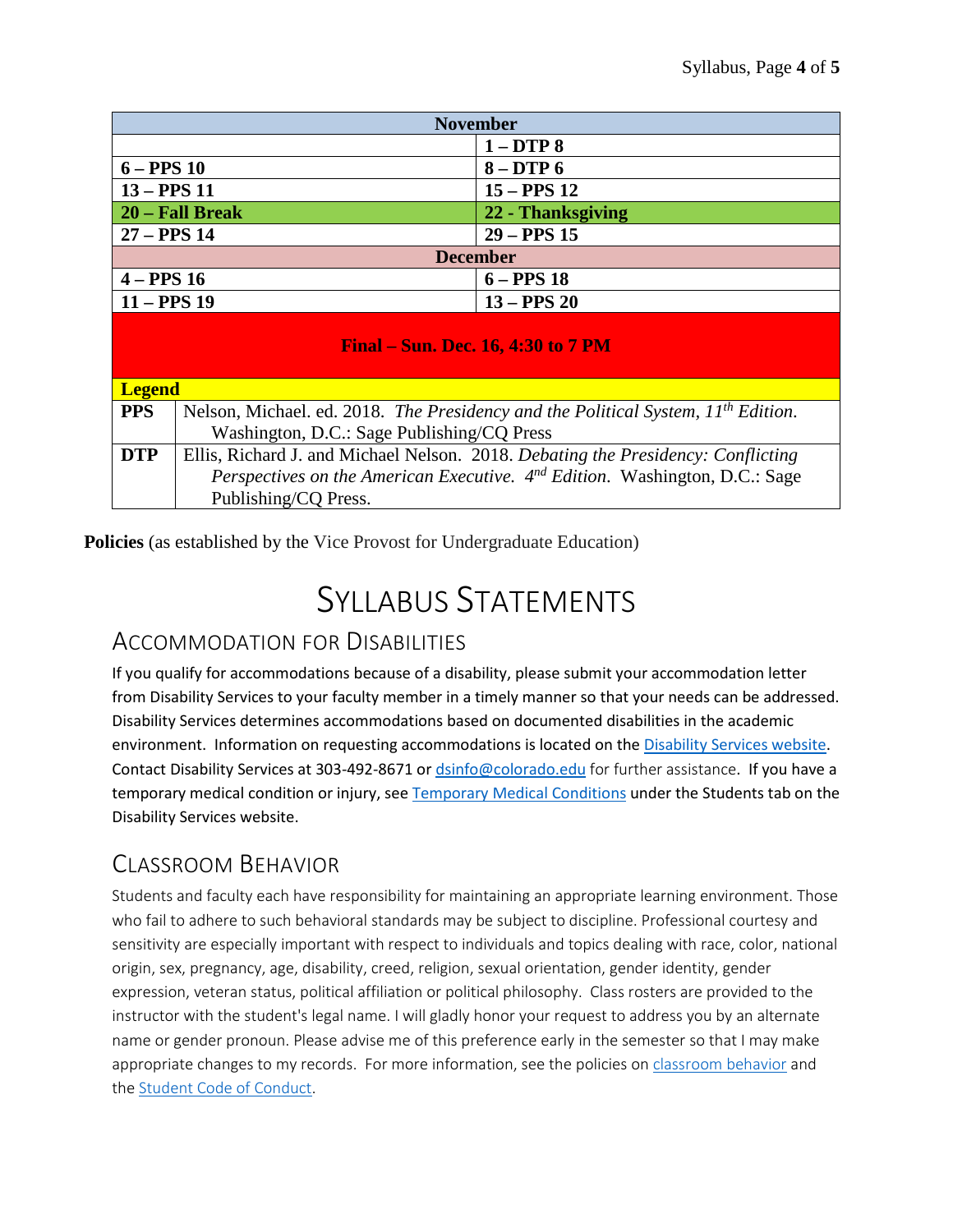| November | |
| --- | --- |
| | **1 – DTP 8** |
| **6 – PPS 10** | **8 – DTP 6** |
| **13 – PPS 11** | **15 – PPS 12** |
| **20 – Fall Break** | **22 - Thanksgiving** |
| **27 – PPS 14** | **29 – PPS 15** |
| **December** | |
| **4 – PPS 16** | **6 – PPS 18** |
| **11 – PPS 19** | **13 – PPS 20** |
| **Final – Sun. Dec. 16, 4:30 to 7 PM** | |

| **Legend** | |
| --- | --- |
| **PPS** | Nelson, Michael. ed. 2018. *The Presidency and the Political System, 11th Edition.* Washington, D.C.: Sage Publishing/CQ Press |
| **DTP** | Ellis, Richard J. and Michael Nelson. 2018. *Debating the Presidency: Conflicting Perspectives on the American Executive. 4th Edition*. Washington, D.C.: Sage Publishing/CQ Press. |

**Policies** (as established by the Vice Provost for Undergraduate Education)

# Syllabus Statements

## Accommodation for Disabilities

If you qualify for accommodations because of a disability, please submit your accommodation letter from Disability Services to your faculty member in a timely manner so that your needs can be addressed. Disability Services determines accommodations based on documented disabilities in the academic environment. Information on requesting accommodations is located on the Disability Services website. Contact Disability Services at 303-492-8671 or dsinfo@colorado.edu for further assistance. If you have a temporary medical condition or injury, see Temporary Medical Conditions under the Students tab on the Disability Services website.

## Classroom Behavior

Students and faculty each have responsibility for maintaining an appropriate learning environment. Those who fail to adhere to such behavioral standards may be subject to discipline. Professional courtesy and sensitivity are especially important with respect to individuals and topics dealing with race, color, national origin, sex, pregnancy, age, disability, creed, religion, sexual orientation, gender identity, gender expression, veteran status, political affiliation or political philosophy. Class rosters are provided to the instructor with the student's legal name. I will gladly honor your request to address you by an alternate name or gender pronoun. Please advise me of this preference early in the semester so that I may make appropriate changes to my records. For more information, see the policies on classroom behavior and the Student Code of Conduct.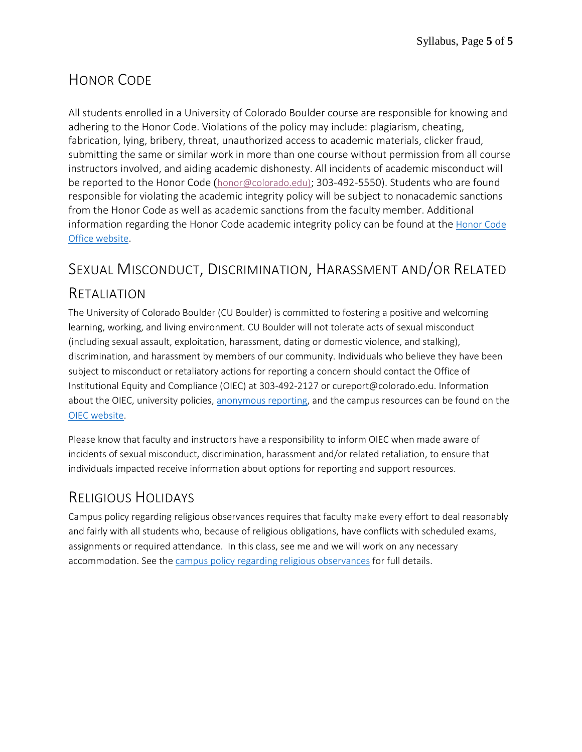## Honor Code

All students enrolled in a University of Colorado Boulder course are responsible for knowing and adhering to the Honor Code. Violations of the policy may include: plagiarism, cheating, fabrication, lying, bribery, threat, unauthorized access to academic materials, clicker fraud, submitting the same or similar work in more than one course without permission from all course instructors involved, and aiding academic dishonesty. All incidents of academic misconduct will be reported to the Honor Code (honor@colorado.edu); 303-492-5550). Students who are found responsible for violating the academic integrity policy will be subject to nonacademic sanctions from the Honor Code as well as academic sanctions from the faculty member. Additional information regarding the Honor Code academic integrity policy can be found at the Honor Code Office website.

## Sexual Misconduct, Discrimination, Harassment and/or Related Retaliation

The University of Colorado Boulder (CU Boulder) is committed to fostering a positive and welcoming learning, working, and living environment. CU Boulder will not tolerate acts of sexual misconduct (including sexual assault, exploitation, harassment, dating or domestic violence, and stalking), discrimination, and harassment by members of our community. Individuals who believe they have been subject to misconduct or retaliatory actions for reporting a concern should contact the Office of Institutional Equity and Compliance (OIEC) at 303-492-2127 or cureport@colorado.edu. Information about the OIEC, university policies, anonymous reporting, and the campus resources can be found on the OIEC website.

Please know that faculty and instructors have a responsibility to inform OIEC when made aware of incidents of sexual misconduct, discrimination, harassment and/or related retaliation, to ensure that individuals impacted receive information about options for reporting and support resources.

## Religious Holidays

Campus policy regarding religious observances requires that faculty make every effort to deal reasonably and fairly with all students who, because of religious obligations, have conflicts with scheduled exams, assignments or required attendance. In this class, see me and we will work on any necessary accommodation. See the campus policy regarding religious observances for full details.